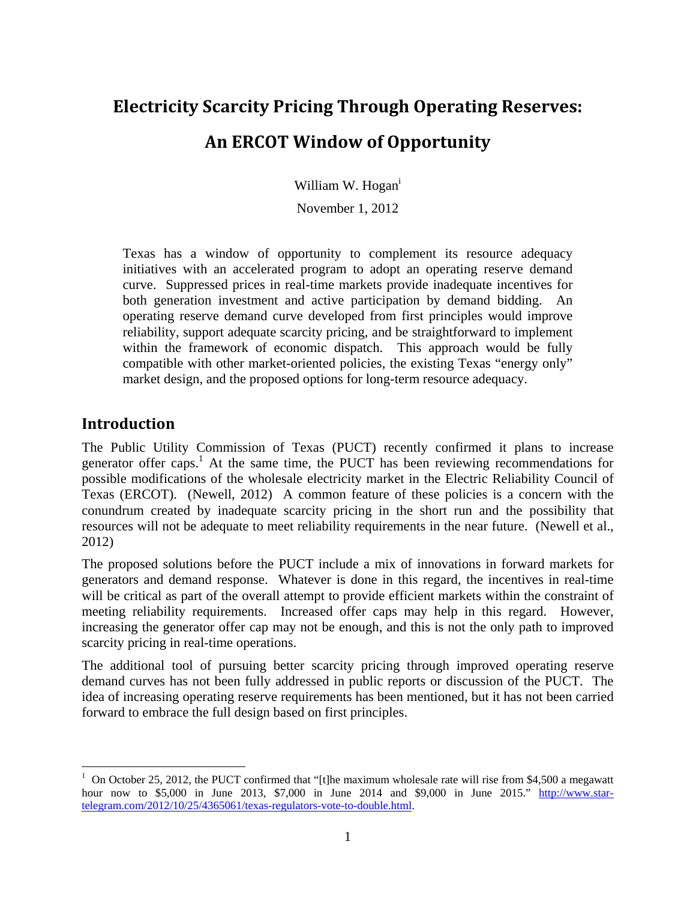# Electricity Scarcity Pricing Through Operating Reserves:

# An ERCOT Window of Opportunity

William W. Hogan[i]

November 1, 2012

> Texas has a window of opportunity to complement its resource adequacy initiatives with an accelerated program to adopt an operating reserve demand curve. Suppressed prices in real-time markets provide inadequate incentives for both generation investment and active participation by demand bidding. An operating reserve demand curve developed from first principles would improve reliability, support adequate scarcity pricing, and be straightforward to implement within the framework of economic dispatch. This approach would be fully compatible with other market-oriented policies, the existing Texas "energy only" market design, and the proposed options for long-term resource adequacy.

## Introduction

The Public Utility Commission of Texas (PUCT) recently confirmed it plans to increase generator offer caps.[1] At the same time, the PUCT has been reviewing recommendations for possible modifications of the wholesale electricity market in the Electric Reliability Council of Texas (ERCOT). (Newell, 2012) A common feature of these policies is a concern with the conundrum created by inadequate scarcity pricing in the short run and the possibility that resources will not be adequate to meet reliability requirements in the near future. (Newell et al., 2012)

The proposed solutions before the PUCT include a mix of innovations in forward markets for generators and demand response. Whatever is done in this regard, the incentives in real-time will be critical as part of the overall attempt to provide efficient markets within the constraint of meeting reliability requirements. Increased offer caps may help in this regard. However, increasing the generator offer cap may not be enough, and this is not the only path to improved scarcity pricing in real-time operations.

The additional tool of pursuing better scarcity pricing through improved operating reserve demand curves has not been fully addressed in public reports or discussion of the PUCT. The idea of increasing operating reserve requirements has been mentioned, but it has not been carried forward to embrace the full design based on first principles.

---

[1] On October 25, 2012, the PUCT confirmed that "[t]he maximum wholesale rate will rise from $4,500 a megawatt hour now to $5,000 in June 2013, $7,000 in June 2014 and $9,000 in June 2015." http://www.star-telegram.com/2012/10/25/4365061/texas-regulators-vote-to-double.html.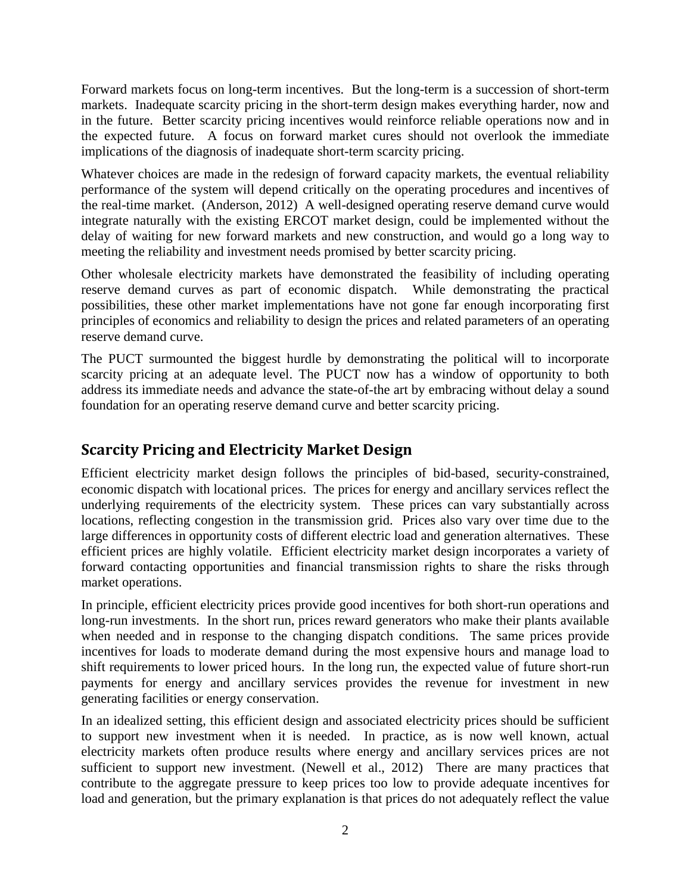Forward markets focus on long-term incentives. But the long-term is a succession of short-term markets. Inadequate scarcity pricing in the short-term design makes everything harder, now and in the future. Better scarcity pricing incentives would reinforce reliable operations now and in the expected future. A focus on forward market cures should not overlook the immediate implications of the diagnosis of inadequate short-term scarcity pricing.

Whatever choices are made in the redesign of forward capacity markets, the eventual reliability performance of the system will depend critically on the operating procedures and incentives of the real-time market. (Anderson, 2012) A well-designed operating reserve demand curve would integrate naturally with the existing ERCOT market design, could be implemented without the delay of waiting for new forward markets and new construction, and would go a long way to meeting the reliability and investment needs promised by better scarcity pricing.

Other wholesale electricity markets have demonstrated the feasibility of including operating reserve demand curves as part of economic dispatch. While demonstrating the practical possibilities, these other market implementations have not gone far enough incorporating first principles of economics and reliability to design the prices and related parameters of an operating reserve demand curve.

The PUCT surmounted the biggest hurdle by demonstrating the political will to incorporate scarcity pricing at an adequate level. The PUCT now has a window of opportunity to both address its immediate needs and advance the state-of-the art by embracing without delay a sound foundation for an operating reserve demand curve and better scarcity pricing.

## Scarcity Pricing and Electricity Market Design

Efficient electricity market design follows the principles of bid-based, security-constrained, economic dispatch with locational prices. The prices for energy and ancillary services reflect the underlying requirements of the electricity system. These prices can vary substantially across locations, reflecting congestion in the transmission grid. Prices also vary over time due to the large differences in opportunity costs of different electric load and generation alternatives. These efficient prices are highly volatile. Efficient electricity market design incorporates a variety of forward contacting opportunities and financial transmission rights to share the risks through market operations.

In principle, efficient electricity prices provide good incentives for both short-run operations and long-run investments. In the short run, prices reward generators who make their plants available when needed and in response to the changing dispatch conditions. The same prices provide incentives for loads to moderate demand during the most expensive hours and manage load to shift requirements to lower priced hours. In the long run, the expected value of future short-run payments for energy and ancillary services provides the revenue for investment in new generating facilities or energy conservation.

In an idealized setting, this efficient design and associated electricity prices should be sufficient to support new investment when it is needed. In practice, as is now well known, actual electricity markets often produce results where energy and ancillary services prices are not sufficient to support new investment. (Newell et al., 2012) There are many practices that contribute to the aggregate pressure to keep prices too low to provide adequate incentives for load and generation, but the primary explanation is that prices do not adequately reflect the value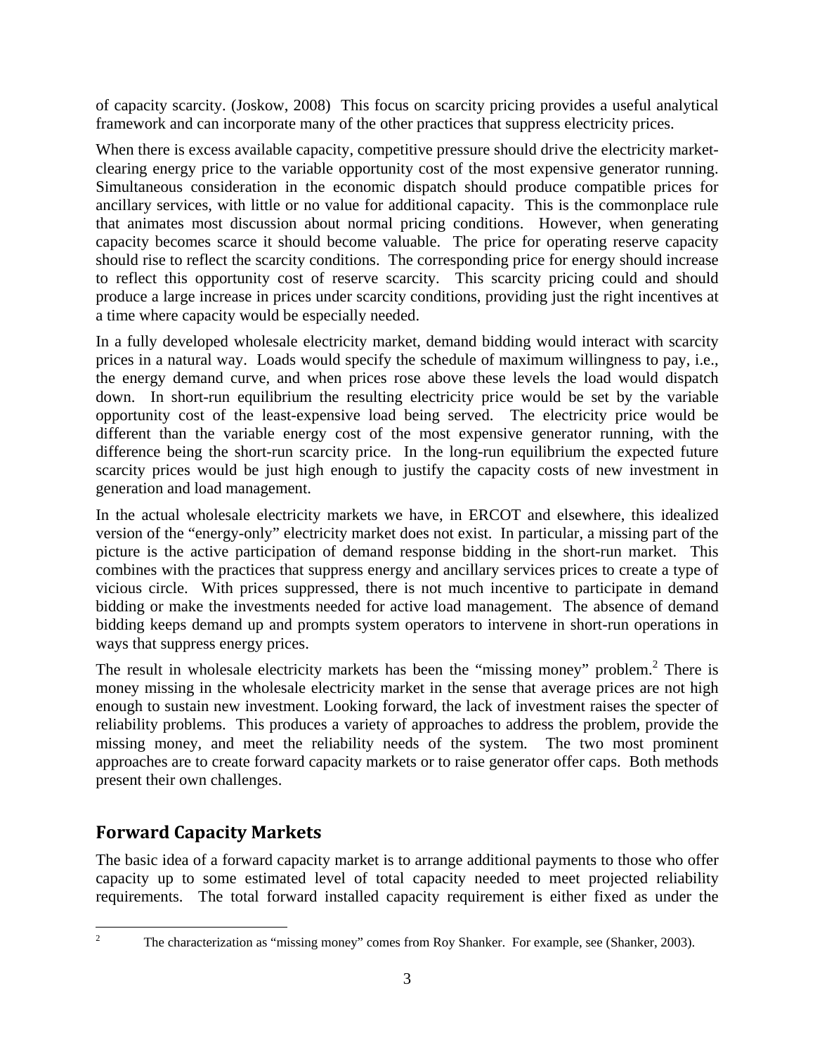of capacity scarcity. (Joskow, 2008) This focus on scarcity pricing provides a useful analytical framework and can incorporate many of the other practices that suppress electricity prices.

When there is excess available capacity, competitive pressure should drive the electricity market-clearing energy price to the variable opportunity cost of the most expensive generator running. Simultaneous consideration in the economic dispatch should produce compatible prices for ancillary services, with little or no value for additional capacity. This is the commonplace rule that animates most discussion about normal pricing conditions. However, when generating capacity becomes scarce it should become valuable. The price for operating reserve capacity should rise to reflect the scarcity conditions. The corresponding price for energy should increase to reflect this opportunity cost of reserve scarcity. This scarcity pricing could and should produce a large increase in prices under scarcity conditions, providing just the right incentives at a time where capacity would be especially needed.

In a fully developed wholesale electricity market, demand bidding would interact with scarcity prices in a natural way. Loads would specify the schedule of maximum willingness to pay, i.e., the energy demand curve, and when prices rose above these levels the load would dispatch down. In short-run equilibrium the resulting electricity price would be set by the variable opportunity cost of the least-expensive load being served. The electricity price would be different than the variable energy cost of the most expensive generator running, with the difference being the short-run scarcity price. In the long-run equilibrium the expected future scarcity prices would be just high enough to justify the capacity costs of new investment in generation and load management.

In the actual wholesale electricity markets we have, in ERCOT and elsewhere, this idealized version of the "energy-only" electricity market does not exist. In particular, a missing part of the picture is the active participation of demand response bidding in the short-run market. This combines with the practices that suppress energy and ancillary services prices to create a type of vicious circle. With prices suppressed, there is not much incentive to participate in demand bidding or make the investments needed for active load management. The absence of demand bidding keeps demand up and prompts system operators to intervene in short-run operations in ways that suppress energy prices.

The result in wholesale electricity markets has been the "missing money" problem.[2] There is money missing in the wholesale electricity market in the sense that average prices are not high enough to sustain new investment. Looking forward, the lack of investment raises the specter of reliability problems. This produces a variety of approaches to address the problem, provide the missing money, and meet the reliability needs of the system. The two most prominent approaches are to create forward capacity markets or to raise generator offer caps. Both methods present their own challenges.

## Forward Capacity Markets

The basic idea of a forward capacity market is to arrange additional payments to those who offer capacity up to some estimated level of total capacity needed to meet projected reliability requirements. The total forward installed capacity requirement is either fixed as under the

[2] The characterization as "missing money" comes from Roy Shanker. For example, see (Shanker, 2003).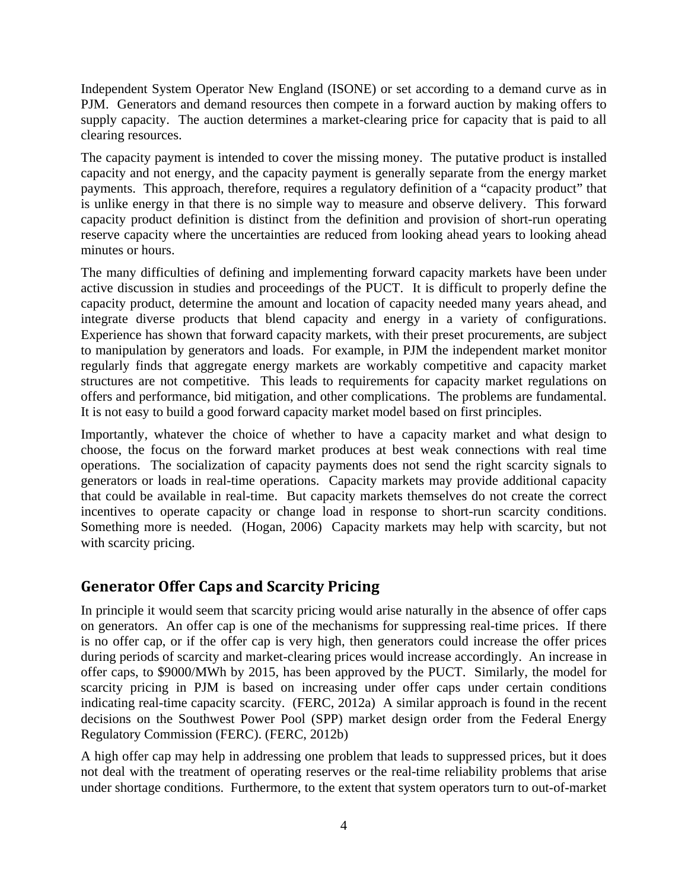Independent System Operator New England (ISONE) or set according to a demand curve as in PJM. Generators and demand resources then compete in a forward auction by making offers to supply capacity. The auction determines a market-clearing price for capacity that is paid to all clearing resources.

The capacity payment is intended to cover the missing money. The putative product is installed capacity and not energy, and the capacity payment is generally separate from the energy market payments. This approach, therefore, requires a regulatory definition of a "capacity product" that is unlike energy in that there is no simple way to measure and observe delivery. This forward capacity product definition is distinct from the definition and provision of short-run operating reserve capacity where the uncertainties are reduced from looking ahead years to looking ahead minutes or hours.

The many difficulties of defining and implementing forward capacity markets have been under active discussion in studies and proceedings of the PUCT. It is difficult to properly define the capacity product, determine the amount and location of capacity needed many years ahead, and integrate diverse products that blend capacity and energy in a variety of configurations. Experience has shown that forward capacity markets, with their preset procurements, are subject to manipulation by generators and loads. For example, in PJM the independent market monitor regularly finds that aggregate energy markets are workably competitive and capacity market structures are not competitive. This leads to requirements for capacity market regulations on offers and performance, bid mitigation, and other complications. The problems are fundamental. It is not easy to build a good forward capacity market model based on first principles.

Importantly, whatever the choice of whether to have a capacity market and what design to choose, the focus on the forward market produces at best weak connections with real time operations. The socialization of capacity payments does not send the right scarcity signals to generators or loads in real-time operations. Capacity markets may provide additional capacity that could be available in real-time. But capacity markets themselves do not create the correct incentives to operate capacity or change load in response to short-run scarcity conditions. Something more is needed. (Hogan, 2006) Capacity markets may help with scarcity, but not with scarcity pricing.

## Generator Offer Caps and Scarcity Pricing

In principle it would seem that scarcity pricing would arise naturally in the absence of offer caps on generators. An offer cap is one of the mechanisms for suppressing real-time prices. If there is no offer cap, or if the offer cap is very high, then generators could increase the offer prices during periods of scarcity and market-clearing prices would increase accordingly. An increase in offer caps, to $9000/MWh by 2015, has been approved by the PUCT. Similarly, the model for scarcity pricing in PJM is based on increasing under offer caps under certain conditions indicating real-time capacity scarcity. (FERC, 2012a) A similar approach is found in the recent decisions on the Southwest Power Pool (SPP) market design order from the Federal Energy Regulatory Commission (FERC). (FERC, 2012b)

A high offer cap may help in addressing one problem that leads to suppressed prices, but it does not deal with the treatment of operating reserves or the real-time reliability problems that arise under shortage conditions. Furthermore, to the extent that system operators turn to out-of-market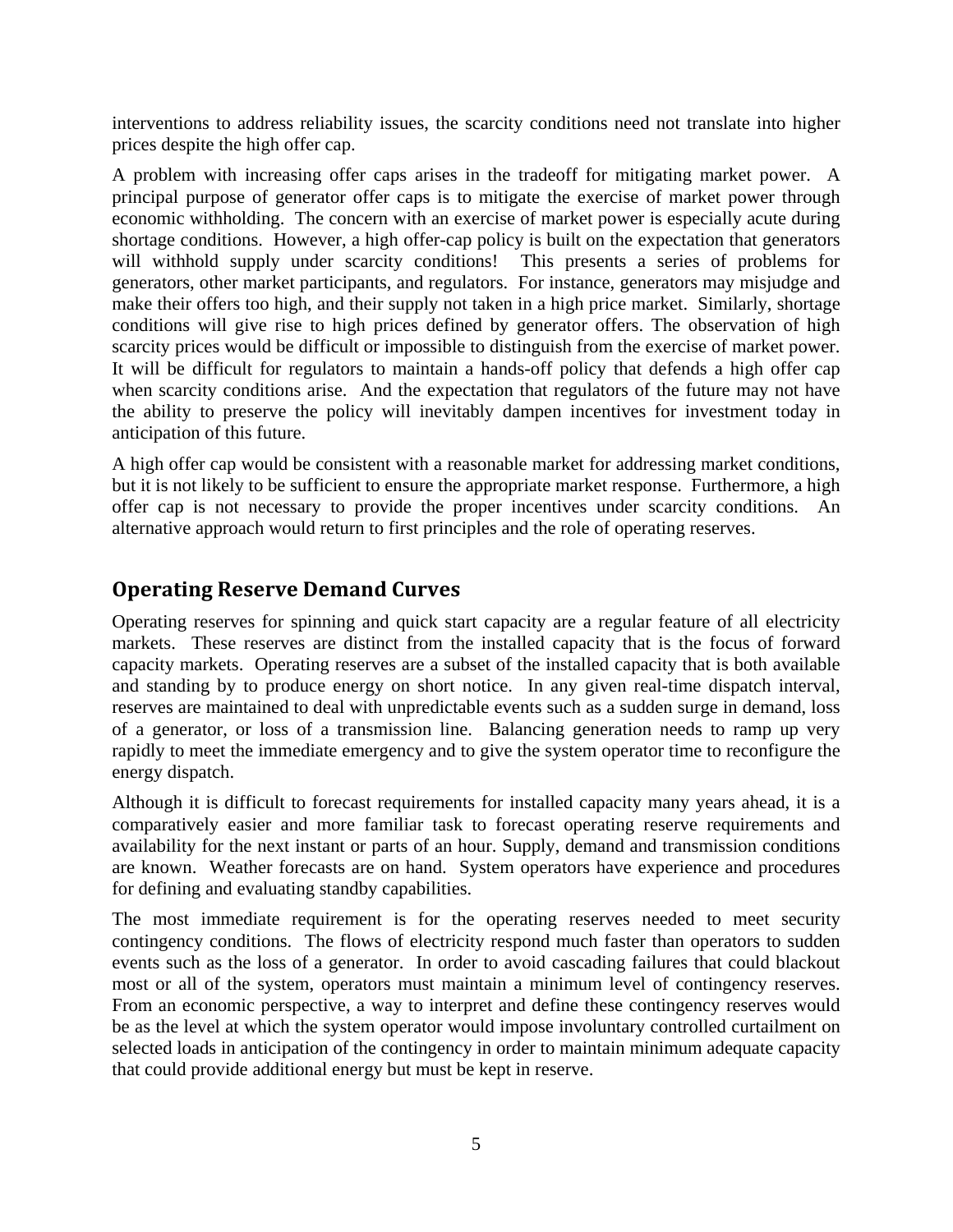interventions to address reliability issues, the scarcity conditions need not translate into higher prices despite the high offer cap.

A problem with increasing offer caps arises in the tradeoff for mitigating market power. A principal purpose of generator offer caps is to mitigate the exercise of market power through economic withholding. The concern with an exercise of market power is especially acute during shortage conditions. However, a high offer-cap policy is built on the expectation that generators will withhold supply under scarcity conditions! This presents a series of problems for generators, other market participants, and regulators. For instance, generators may misjudge and make their offers too high, and their supply not taken in a high price market. Similarly, shortage conditions will give rise to high prices defined by generator offers. The observation of high scarcity prices would be difficult or impossible to distinguish from the exercise of market power. It will be difficult for regulators to maintain a hands-off policy that defends a high offer cap when scarcity conditions arise. And the expectation that regulators of the future may not have the ability to preserve the policy will inevitably dampen incentives for investment today in anticipation of this future.

A high offer cap would be consistent with a reasonable market for addressing market conditions, but it is not likely to be sufficient to ensure the appropriate market response. Furthermore, a high offer cap is not necessary to provide the proper incentives under scarcity conditions. An alternative approach would return to first principles and the role of operating reserves.

## Operating Reserve Demand Curves

Operating reserves for spinning and quick start capacity are a regular feature of all electricity markets. These reserves are distinct from the installed capacity that is the focus of forward capacity markets. Operating reserves are a subset of the installed capacity that is both available and standing by to produce energy on short notice. In any given real-time dispatch interval, reserves are maintained to deal with unpredictable events such as a sudden surge in demand, loss of a generator, or loss of a transmission line. Balancing generation needs to ramp up very rapidly to meet the immediate emergency and to give the system operator time to reconfigure the energy dispatch.

Although it is difficult to forecast requirements for installed capacity many years ahead, it is a comparatively easier and more familiar task to forecast operating reserve requirements and availability for the next instant or parts of an hour. Supply, demand and transmission conditions are known. Weather forecasts are on hand. System operators have experience and procedures for defining and evaluating standby capabilities.

The most immediate requirement is for the operating reserves needed to meet security contingency conditions. The flows of electricity respond much faster than operators to sudden events such as the loss of a generator. In order to avoid cascading failures that could blackout most or all of the system, operators must maintain a minimum level of contingency reserves. From an economic perspective, a way to interpret and define these contingency reserves would be as the level at which the system operator would impose involuntary controlled curtailment on selected loads in anticipation of the contingency in order to maintain minimum adequate capacity that could provide additional energy but must be kept in reserve.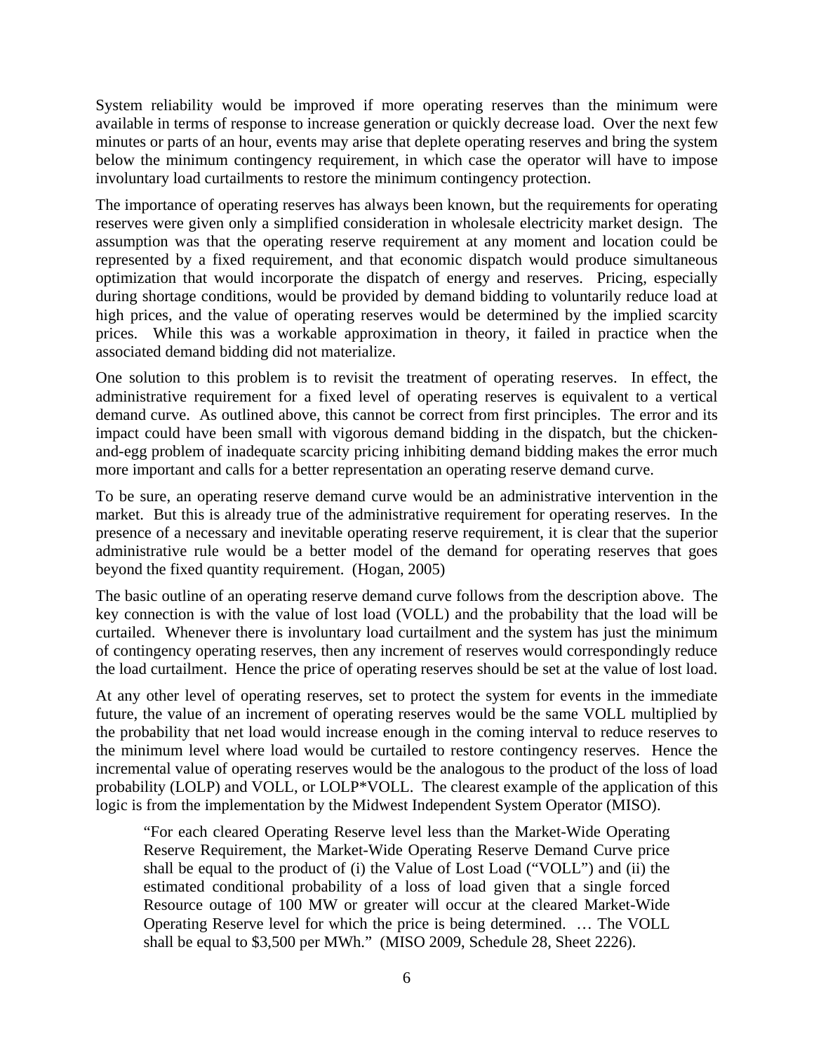System reliability would be improved if more operating reserves than the minimum were available in terms of response to increase generation or quickly decrease load. Over the next few minutes or parts of an hour, events may arise that deplete operating reserves and bring the system below the minimum contingency requirement, in which case the operator will have to impose involuntary load curtailments to restore the minimum contingency protection.

The importance of operating reserves has always been known, but the requirements for operating reserves were given only a simplified consideration in wholesale electricity market design. The assumption was that the operating reserve requirement at any moment and location could be represented by a fixed requirement, and that economic dispatch would produce simultaneous optimization that would incorporate the dispatch of energy and reserves. Pricing, especially during shortage conditions, would be provided by demand bidding to voluntarily reduce load at high prices, and the value of operating reserves would be determined by the implied scarcity prices. While this was a workable approximation in theory, it failed in practice when the associated demand bidding did not materialize.

One solution to this problem is to revisit the treatment of operating reserves. In effect, the administrative requirement for a fixed level of operating reserves is equivalent to a vertical demand curve. As outlined above, this cannot be correct from first principles. The error and its impact could have been small with vigorous demand bidding in the dispatch, but the chicken-and-egg problem of inadequate scarcity pricing inhibiting demand bidding makes the error much more important and calls for a better representation an operating reserve demand curve.

To be sure, an operating reserve demand curve would be an administrative intervention in the market. But this is already true of the administrative requirement for operating reserves. In the presence of a necessary and inevitable operating reserve requirement, it is clear that the superior administrative rule would be a better model of the demand for operating reserves that goes beyond the fixed quantity requirement. (Hogan, 2005)

The basic outline of an operating reserve demand curve follows from the description above. The key connection is with the value of lost load (VOLL) and the probability that the load will be curtailed. Whenever there is involuntary load curtailment and the system has just the minimum of contingency operating reserves, then any increment of reserves would correspondingly reduce the load curtailment. Hence the price of operating reserves should be set at the value of lost load.

At any other level of operating reserves, set to protect the system for events in the immediate future, the value of an increment of operating reserves would be the same VOLL multiplied by the probability that net load would increase enough in the coming interval to reduce reserves to the minimum level where load would be curtailed to restore contingency reserves. Hence the incremental value of operating reserves would be the analogous to the product of the loss of load probability (LOLP) and VOLL, or LOLP*VOLL. The clearest example of the application of this logic is from the implementation by the Midwest Independent System Operator (MISO).

> "For each cleared Operating Reserve level less than the Market-Wide Operating Reserve Requirement, the Market-Wide Operating Reserve Demand Curve price shall be equal to the product of (i) the Value of Lost Load ("VOLL") and (ii) the estimated conditional probability of a loss of load given that a single forced Resource outage of 100 MW or greater will occur at the cleared Market-Wide Operating Reserve level for which the price is being determined. … The VOLL shall be equal to $3,500 per MWh." (MISO 2009, Schedule 28, Sheet 2226).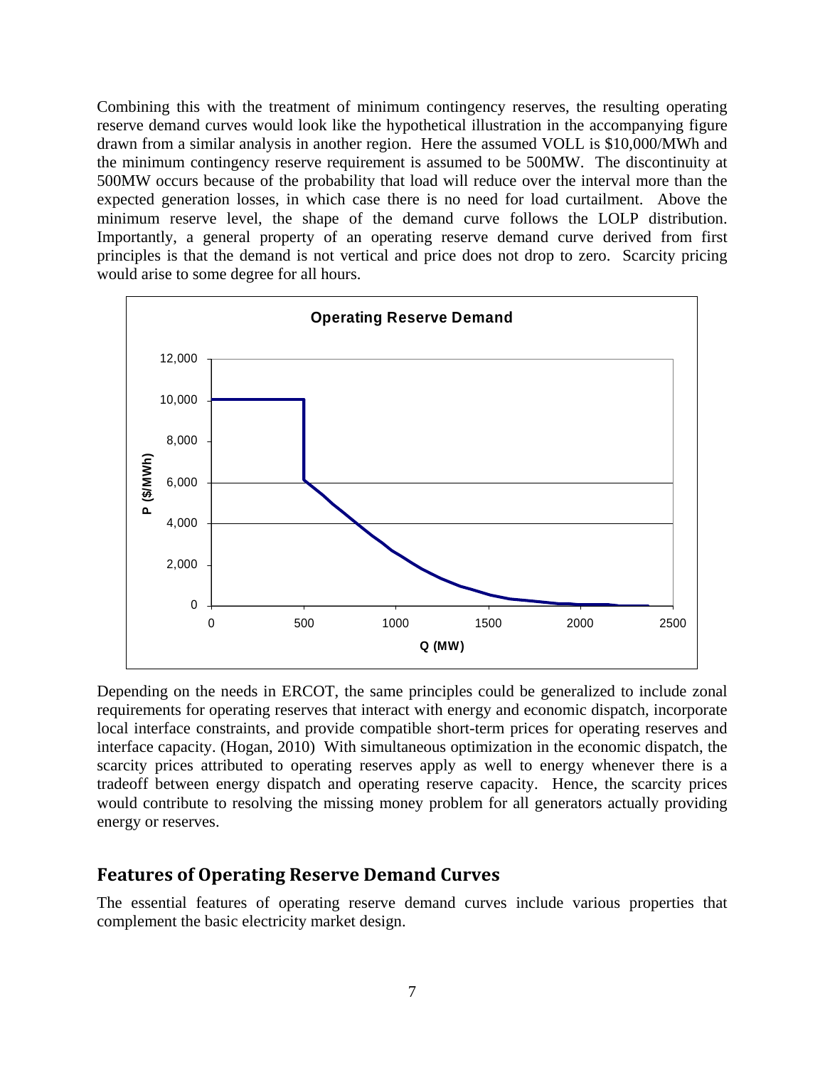Combining this with the treatment of minimum contingency reserves, the resulting operating reserve demand curves would look like the hypothetical illustration in the accompanying figure drawn from a similar analysis in another region. Here the assumed VOLL is $10,000/MWh and the minimum contingency reserve requirement is assumed to be 500MW. The discontinuity at 500MW occurs because of the probability that load will reduce over the interval more than the expected generation losses, in which case there is no need for load curtailment. Above the minimum reserve level, the shape of the demand curve follows the LOLP distribution. Importantly, a general property of an operating reserve demand curve derived from first principles is that the demand is not vertical and price does not drop to zero. Scarcity pricing would arise to some degree for all hours.

Depending on the needs in ERCOT, the same principles could be generalized to include zonal requirements for operating reserves that interact with energy and economic dispatch, incorporate local interface constraints, and provide compatible short-term prices for operating reserves and interface capacity. (Hogan, 2010) With simultaneous optimization in the economic dispatch, the scarcity prices attributed to operating reserves apply as well to energy whenever there is a tradeoff between energy dispatch and operating reserve capacity. Hence, the scarcity prices would contribute to resolving the missing money problem for all generators actually providing energy or reserves.

## Features of Operating Reserve Demand Curves

The essential features of operating reserve demand curves include various properties that complement the basic electricity market design.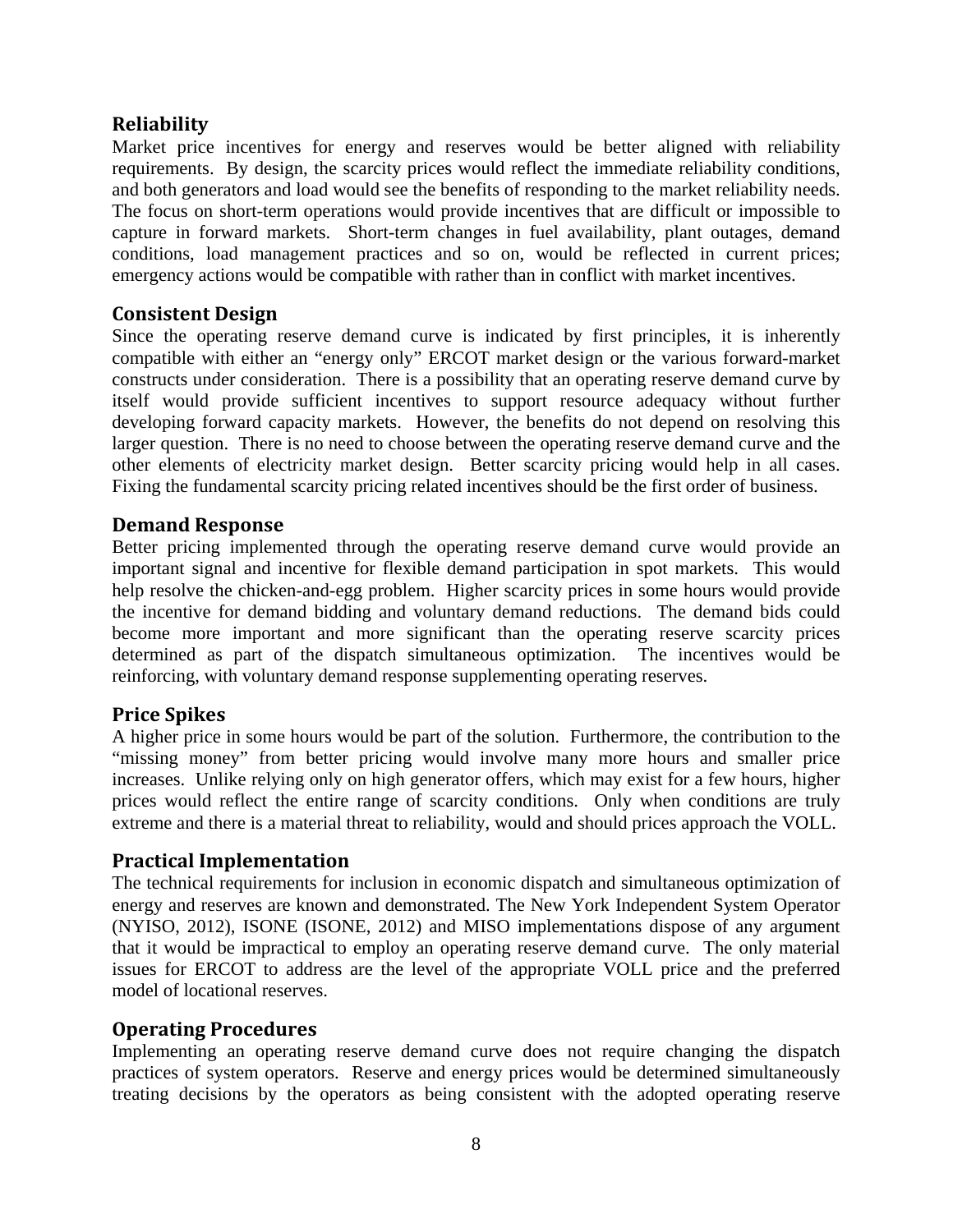## Reliability

Market price incentives for energy and reserves would be better aligned with reliability requirements. By design, the scarcity prices would reflect the immediate reliability conditions, and both generators and load would see the benefits of responding to the market reliability needs. The focus on short-term operations would provide incentives that are difficult or impossible to capture in forward markets. Short-term changes in fuel availability, plant outages, demand conditions, load management practices and so on, would be reflected in current prices; emergency actions would be compatible with rather than in conflict with market incentives.

## Consistent Design

Since the operating reserve demand curve is indicated by first principles, it is inherently compatible with either an "energy only" ERCOT market design or the various forward-market constructs under consideration. There is a possibility that an operating reserve demand curve by itself would provide sufficient incentives to support resource adequacy without further developing forward capacity markets. However, the benefits do not depend on resolving this larger question. There is no need to choose between the operating reserve demand curve and the other elements of electricity market design. Better scarcity pricing would help in all cases. Fixing the fundamental scarcity pricing related incentives should be the first order of business.

## Demand Response

Better pricing implemented through the operating reserve demand curve would provide an important signal and incentive for flexible demand participation in spot markets. This would help resolve the chicken-and-egg problem. Higher scarcity prices in some hours would provide the incentive for demand bidding and voluntary demand reductions. The demand bids could become more important and more significant than the operating reserve scarcity prices determined as part of the dispatch simultaneous optimization. The incentives would be reinforcing, with voluntary demand response supplementing operating reserves.

## Price Spikes

A higher price in some hours would be part of the solution. Furthermore, the contribution to the "missing money" from better pricing would involve many more hours and smaller price increases. Unlike relying only on high generator offers, which may exist for a few hours, higher prices would reflect the entire range of scarcity conditions. Only when conditions are truly extreme and there is a material threat to reliability, would and should prices approach the VOLL.

## Practical Implementation

The technical requirements for inclusion in economic dispatch and simultaneous optimization of energy and reserves are known and demonstrated. The New York Independent System Operator (NYISO, 2012), ISONE (ISONE, 2012) and MISO implementations dispose of any argument that it would be impractical to employ an operating reserve demand curve. The only material issues for ERCOT to address are the level of the appropriate VOLL price and the preferred model of locational reserves.

## Operating Procedures

Implementing an operating reserve demand curve does not require changing the dispatch practices of system operators. Reserve and energy prices would be determined simultaneously treating decisions by the operators as being consistent with the adopted operating reserve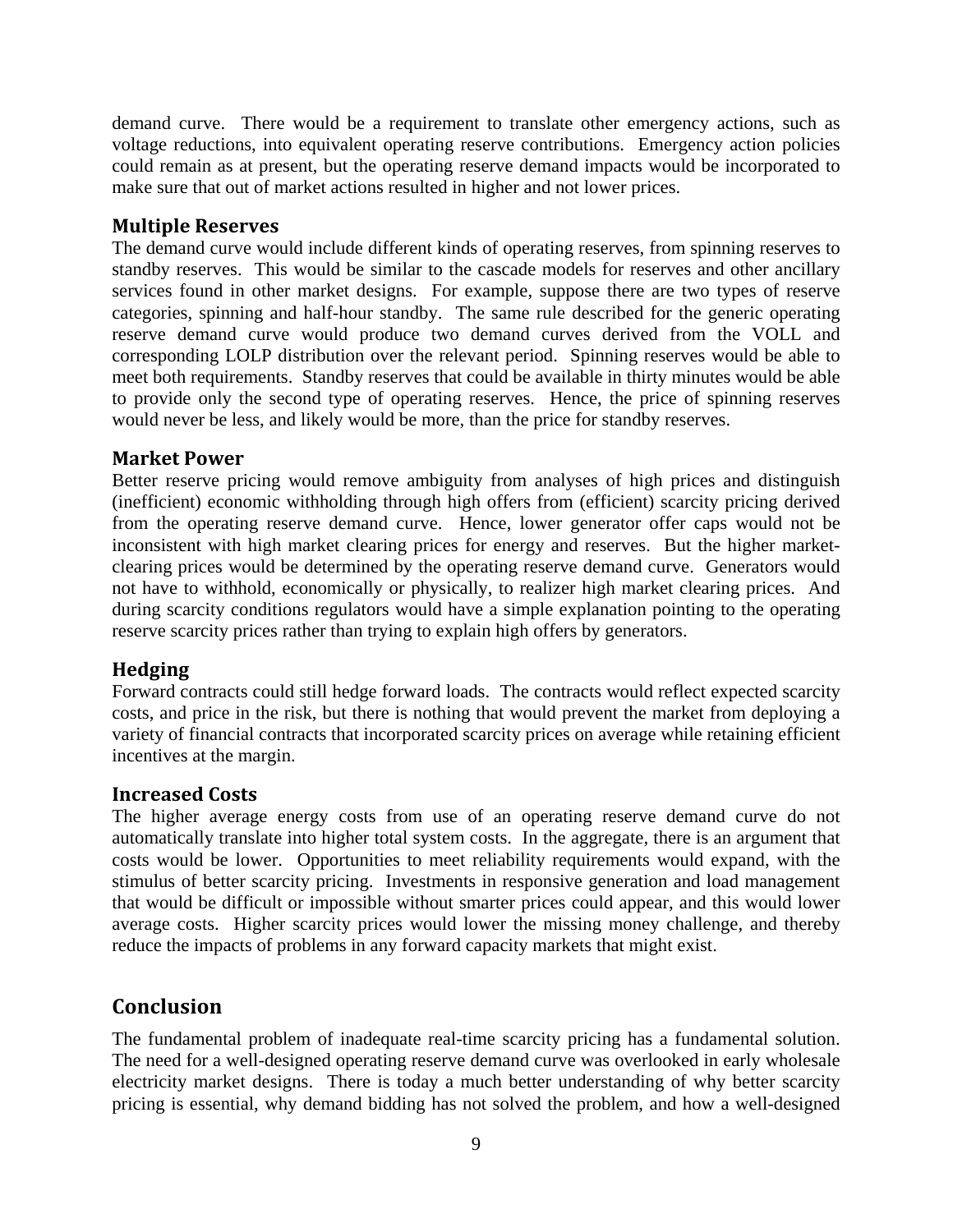demand curve. There would be a requirement to translate other emergency actions, such as voltage reductions, into equivalent operating reserve contributions. Emergency action policies could remain as at present, but the operating reserve demand impacts would be incorporated to make sure that out of market actions resulted in higher and not lower prices.

### Multiple Reserves

The demand curve would include different kinds of operating reserves, from spinning reserves to standby reserves. This would be similar to the cascade models for reserves and other ancillary services found in other market designs. For example, suppose there are two types of reserve categories, spinning and half-hour standby. The same rule described for the generic operating reserve demand curve would produce two demand curves derived from the VOLL and corresponding LOLP distribution over the relevant period. Spinning reserves would be able to meet both requirements. Standby reserves that could be available in thirty minutes would be able to provide only the second type of operating reserves. Hence, the price of spinning reserves would never be less, and likely would be more, than the price for standby reserves.

### Market Power

Better reserve pricing would remove ambiguity from analyses of high prices and distinguish (inefficient) economic withholding through high offers from (efficient) scarcity pricing derived from the operating reserve demand curve. Hence, lower generator offer caps would not be inconsistent with high market clearing prices for energy and reserves. But the higher market-clearing prices would be determined by the operating reserve demand curve. Generators would not have to withhold, economically or physically, to realizer high market clearing prices. And during scarcity conditions regulators would have a simple explanation pointing to the operating reserve scarcity prices rather than trying to explain high offers by generators.

### Hedging

Forward contracts could still hedge forward loads. The contracts would reflect expected scarcity costs, and price in the risk, but there is nothing that would prevent the market from deploying a variety of financial contracts that incorporated scarcity prices on average while retaining efficient incentives at the margin.

### Increased Costs

The higher average energy costs from use of an operating reserve demand curve do not automatically translate into higher total system costs. In the aggregate, there is an argument that costs would be lower. Opportunities to meet reliability requirements would expand, with the stimulus of better scarcity pricing. Investments in responsive generation and load management that would be difficult or impossible without smarter prices could appear, and this would lower average costs. Higher scarcity prices would lower the missing money challenge, and thereby reduce the impacts of problems in any forward capacity markets that might exist.

## Conclusion

The fundamental problem of inadequate real-time scarcity pricing has a fundamental solution. The need for a well-designed operating reserve demand curve was overlooked in early wholesale electricity market designs. There is today a much better understanding of why better scarcity pricing is essential, why demand bidding has not solved the problem, and how a well-designed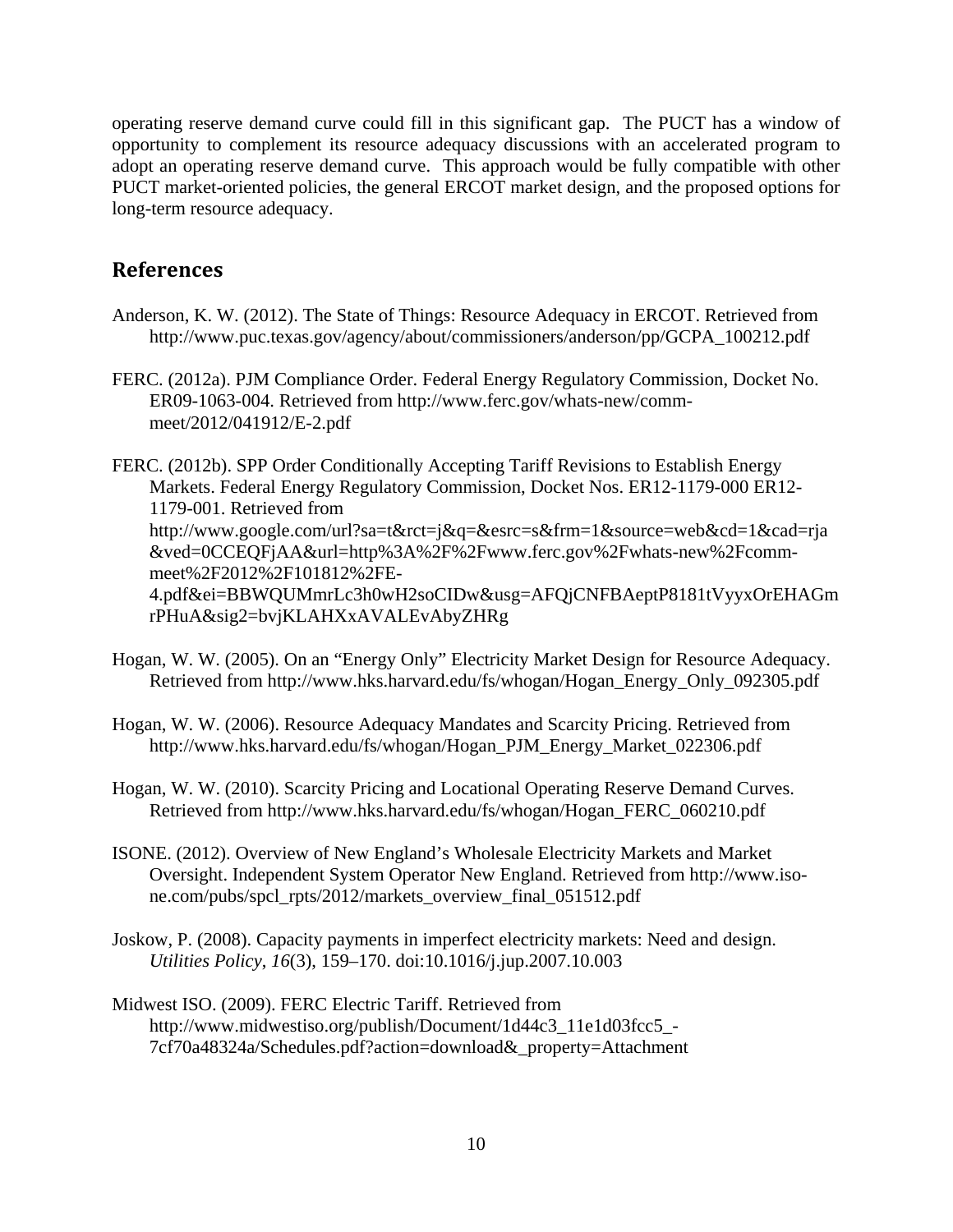operating reserve demand curve could fill in this significant gap. The PUCT has a window of opportunity to complement its resource adequacy discussions with an accelerated program to adopt an operating reserve demand curve. This approach would be fully compatible with other PUCT market-oriented policies, the general ERCOT market design, and the proposed options for long-term resource adequacy.

## References

Anderson, K. W. (2012). The State of Things: Resource Adequacy in ERCOT. Retrieved from http://www.puc.texas.gov/agency/about/commissioners/anderson/pp/GCPA_100212.pdf

FERC. (2012a). PJM Compliance Order. Federal Energy Regulatory Commission, Docket No. ER09-1063-004. Retrieved from http://www.ferc.gov/whats-new/comm-meet/2012/041912/E-2.pdf

FERC. (2012b). SPP Order Conditionally Accepting Tariff Revisions to Establish Energy Markets. Federal Energy Regulatory Commission, Docket Nos. ER12-1179-000 ER12-1179-001. Retrieved from http://www.google.com/url?sa=t&rct=j&q=&esrc=s&frm=1&source=web&cd=1&cad=rja&ved=0CCEQFjAA&url=http%3A%2F%2Fwww.ferc.gov%2Fwhats-new%2Fcomm-meet%2F2012%2F101812%2FE-4.pdf&ei=BBWQUMmrLc3h0wH2soCIDw&usg=AFQjCNFBAeptP8181tVyyxOrEHAGmrPHuA&sig2=bvjKLAHXxAVALEvAbyZHRg

Hogan, W. W. (2005). On an "Energy Only" Electricity Market Design for Resource Adequacy. Retrieved from http://www.hks.harvard.edu/fs/whogan/Hogan_Energy_Only_092305.pdf

Hogan, W. W. (2006). Resource Adequacy Mandates and Scarcity Pricing. Retrieved from http://www.hks.harvard.edu/fs/whogan/Hogan_PJM_Energy_Market_022306.pdf

Hogan, W. W. (2010). Scarcity Pricing and Locational Operating Reserve Demand Curves. Retrieved from http://www.hks.harvard.edu/fs/whogan/Hogan_FERC_060210.pdf

ISONE. (2012). Overview of New England's Wholesale Electricity Markets and Market Oversight. Independent System Operator New England. Retrieved from http://www.iso-ne.com/pubs/spcl_rpts/2012/markets_overview_final_051512.pdf

Joskow, P. (2008). Capacity payments in imperfect electricity markets: Need and design. *Utilities Policy*, *16*(3), 159–170. doi:10.1016/j.jup.2007.10.003

Midwest ISO. (2009). FERC Electric Tariff. Retrieved from http://www.midwestiso.org/publish/Document/1d44c3_11e1d03fcc5_-7cf70a48324a/Schedules.pdf?action=download&_property=Attachment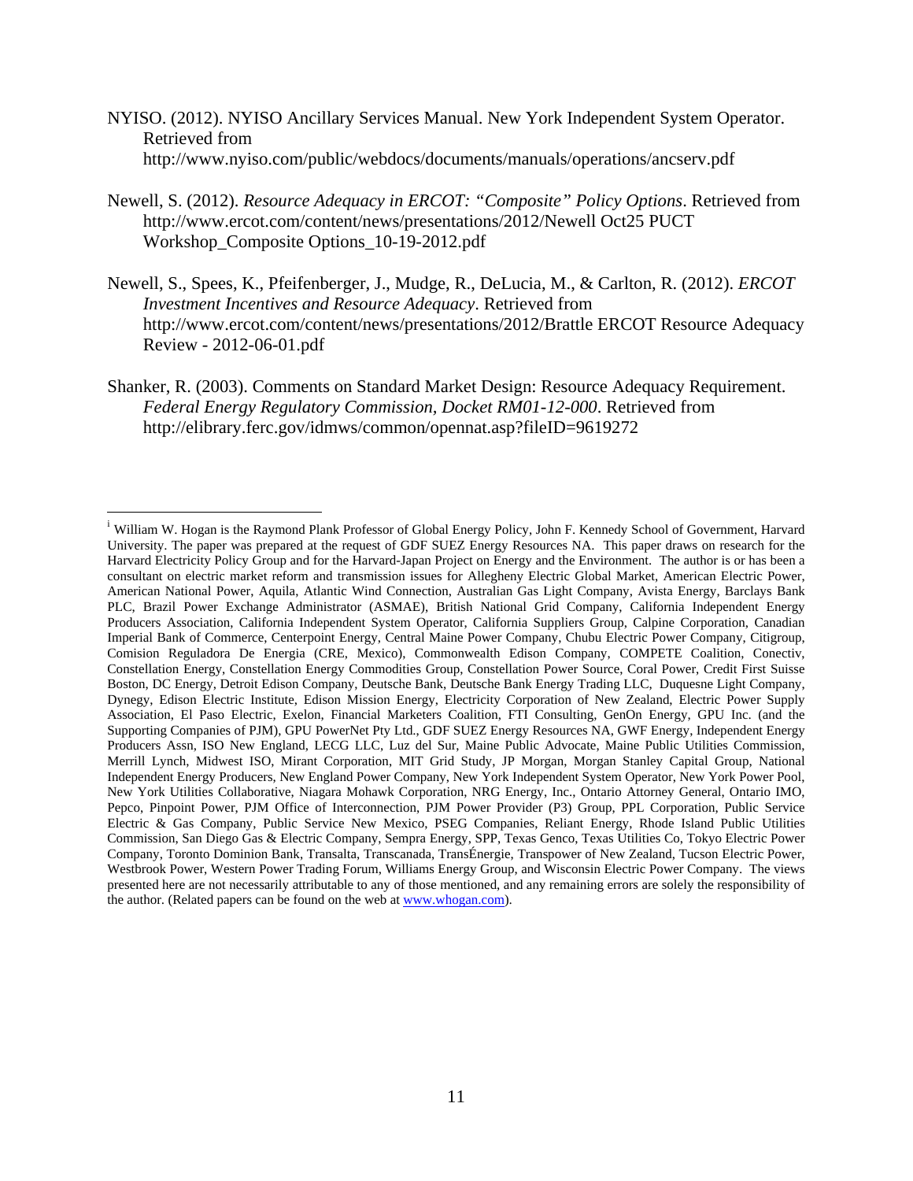NYISO. (2012). NYISO Ancillary Services Manual. New York Independent System Operator. Retrieved from http://www.nyiso.com/public/webdocs/documents/manuals/operations/ancserv.pdf

Newell, S. (2012). *Resource Adequacy in ERCOT: "Composite" Policy Options*. Retrieved from http://www.ercot.com/content/news/presentations/2012/Newell Oct25 PUCT Workshop_Composite Options_10-19-2012.pdf

Newell, S., Spees, K., Pfeifenberger, J., Mudge, R., DeLucia, M., & Carlton, R. (2012). *ERCOT Investment Incentives and Resource Adequacy*. Retrieved from http://www.ercot.com/content/news/presentations/2012/Brattle ERCOT Resource Adequacy Review - 2012-06-01.pdf

Shanker, R. (2003). Comments on Standard Market Design: Resource Adequacy Requirement. *Federal Energy Regulatory Commission, Docket RM01-12-000*. Retrieved from http://elibrary.ferc.gov/idmws/common/opennat.asp?fileID=9619272

---

[i] William W. Hogan is the Raymond Plank Professor of Global Energy Policy, John F. Kennedy School of Government, Harvard University. The paper was prepared at the request of GDF SUEZ Energy Resources NA. This paper draws on research for the Harvard Electricity Policy Group and for the Harvard-Japan Project on Energy and the Environment. The author is or has been a consultant on electric market reform and transmission issues for Allegheny Electric Global Market, American Electric Power, American National Power, Aquila, Atlantic Wind Connection, Australian Gas Light Company, Avista Energy, Barclays Bank PLC, Brazil Power Exchange Administrator (ASMAE), British National Grid Company, California Independent Energy Producers Association, California Independent System Operator, California Suppliers Group, Calpine Corporation, Canadian Imperial Bank of Commerce, Centerpoint Energy, Central Maine Power Company, Chubu Electric Power Company, Citigroup, Comision Reguladora De Energia (CRE, Mexico), Commonwealth Edison Company, COMPETE Coalition, Conectiv, Constellation Energy, Constellation Energy Commodities Group, Constellation Power Source, Coral Power, Credit First Suisse Boston, DC Energy, Detroit Edison Company, Deutsche Bank, Deutsche Bank Energy Trading LLC, Duquesne Light Company, Dynegy, Edison Electric Institute, Edison Mission Energy, Electricity Corporation of New Zealand, Electric Power Supply Association, El Paso Electric, Exelon, Financial Marketers Coalition, FTI Consulting, GenOn Energy, GPU Inc. (and the Supporting Companies of PJM), GPU PowerNet Pty Ltd., GDF SUEZ Energy Resources NA, GWF Energy, Independent Energy Producers Assn, ISO New England, LECG LLC, Luz del Sur, Maine Public Advocate, Maine Public Utilities Commission, Merrill Lynch, Midwest ISO, Mirant Corporation, MIT Grid Study, JP Morgan, Morgan Stanley Capital Group, National Independent Energy Producers, New England Power Company, New York Independent System Operator, New York Power Pool, New York Utilities Collaborative, Niagara Mohawk Corporation, NRG Energy, Inc., Ontario Attorney General, Ontario IMO, Pepco, Pinpoint Power, PJM Office of Interconnection, PJM Power Provider (P3) Group, PPL Corporation, Public Service Electric & Gas Company, Public Service New Mexico, PSEG Companies, Reliant Energy, Rhode Island Public Utilities Commission, San Diego Gas & Electric Company, Sempra Energy, SPP, Texas Genco, Texas Utilities Co, Tokyo Electric Power Company, Toronto Dominion Bank, Transalta, Transcanada, TransÉnergie, Transpower of New Zealand, Tucson Electric Power, Westbrook Power, Western Power Trading Forum, Williams Energy Group, and Wisconsin Electric Power Company. The views presented here are not necessarily attributable to any of those mentioned, and any remaining errors are solely the responsibility of the author. (Related papers can be found on the web at www.whogan.com).